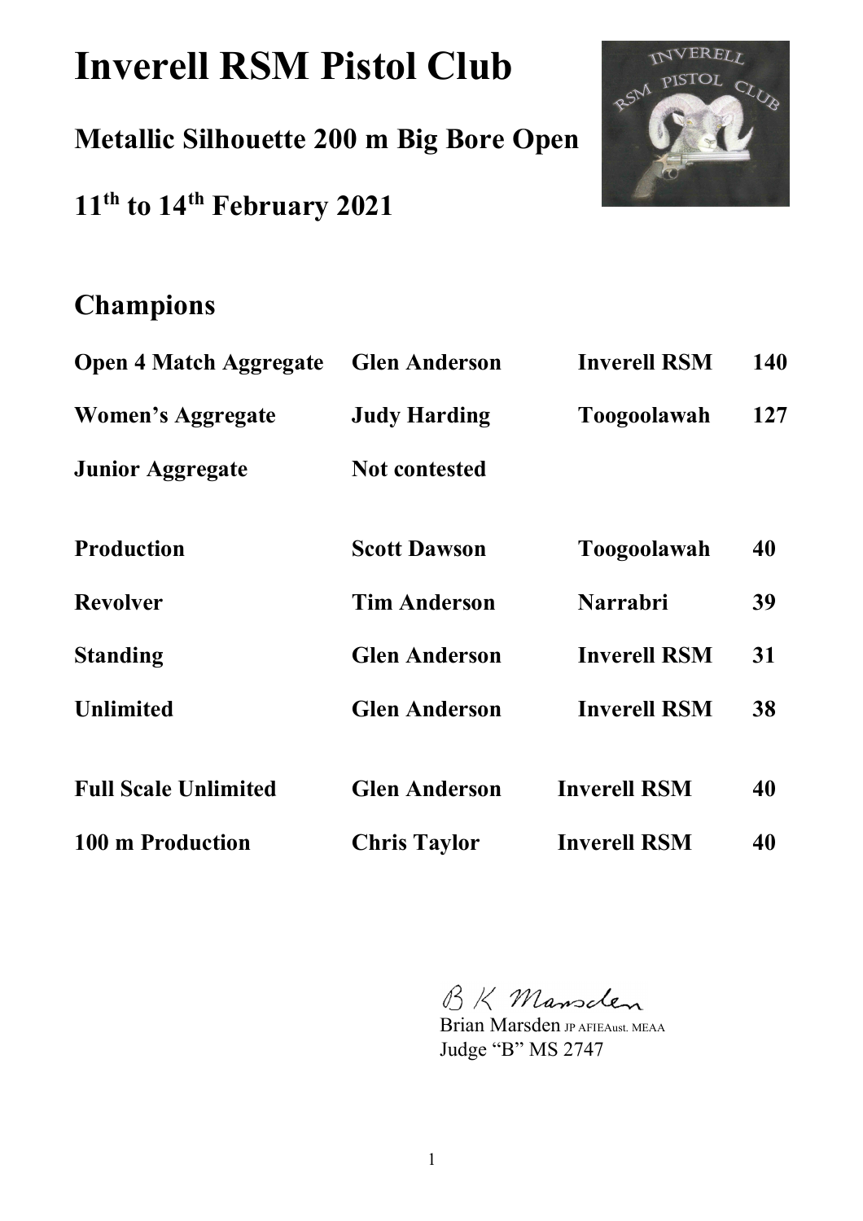# Inverell RSM Pistol Club

## Metallic Silhouette 200 m Big Bore Open

## 11th to 14th February 2021

## Champions

| | | | |
|---|---|---|---|
| **Open 4 Match Aggregate** | **Glen Anderson** | **Inverell RSM** | **140** |
| **Women's Aggregate** | **Judy Harding** | **Toogoolawah** | **127** |
| **Junior Aggregate** | **Not contested** | | |
| **Production** | **Scott Dawson** | **Toogoolawah** | **40** |
| **Revolver** | **Tim Anderson** | **Narrabri** | **39** |
| **Standing** | **Glen Anderson** | **Inverell RSM** | **31** |
| **Unlimited** | **Glen Anderson** | **Inverell RSM** | **38** |
| **Full Scale Unlimited** | **Glen Anderson** | **Inverell RSM** | **40** |
| **100 m Production** | **Chris Taylor** | **Inverell RSM** | **40** |

B K Marsden

Brian Marsden JP AFIEAust. MEAA
Judge "B" MS 2747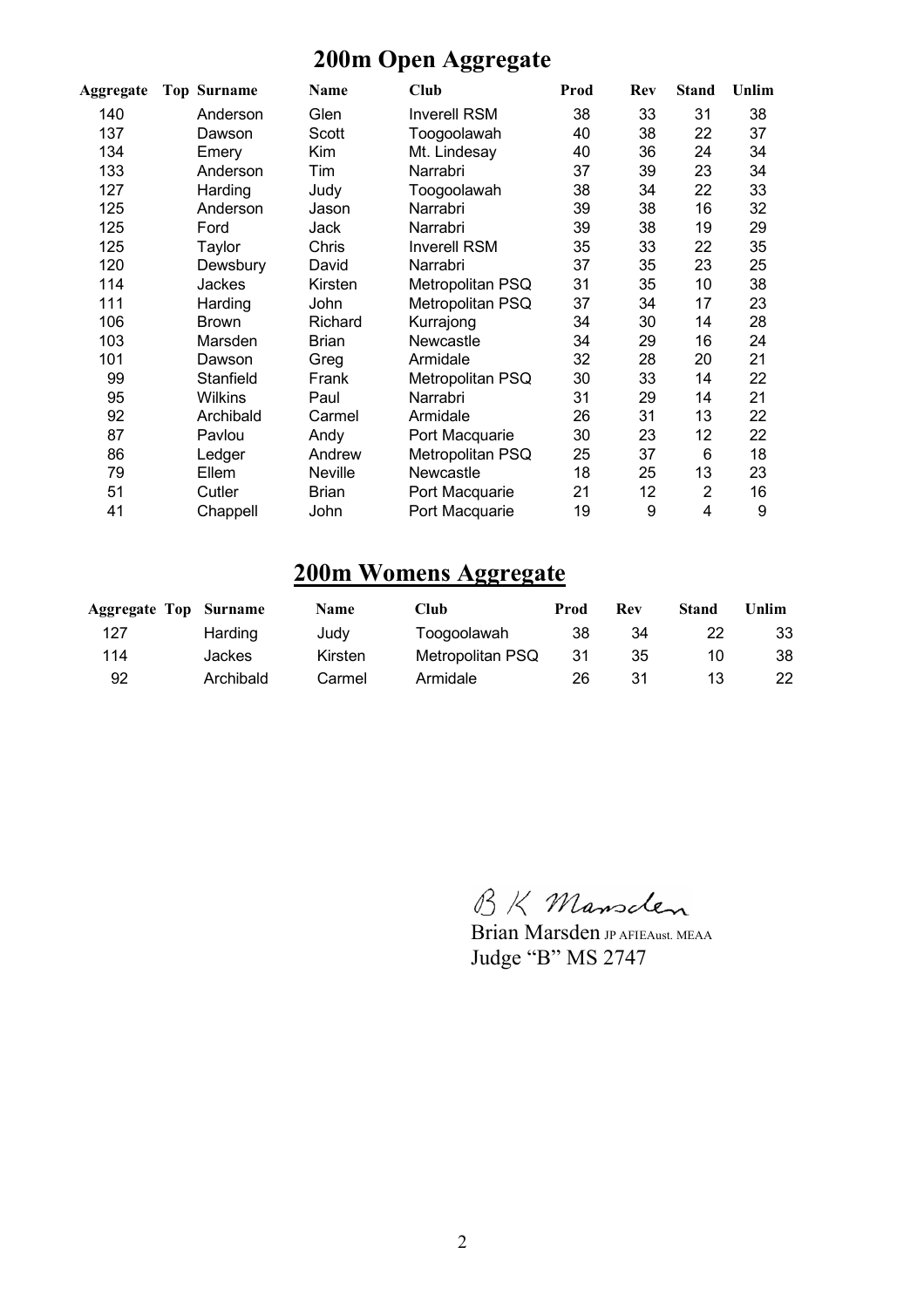# 200m Open Aggregate

| Aggregate | Top | Surname | Name | Club | Prod | Rev | Stand | Unlim |
|---|---|---|---|---|---|---|---|---|
| 140 | | Anderson | Glen | Inverell RSM | 38 | 33 | 31 | 38 |
| 137 | | Dawson | Scott | Toogoolawah | 40 | 38 | 22 | 37 |
| 134 | | Emery | Kim | Mt. Lindesay | 40 | 36 | 24 | 34 |
| 133 | | Anderson | Tim | Narrabri | 37 | 39 | 23 | 34 |
| 127 | | Harding | Judy | Toogoolawah | 38 | 34 | 22 | 33 |
| 125 | | Anderson | Jason | Narrabri | 39 | 38 | 16 | 32 |
| 125 | | Ford | Jack | Narrabri | 39 | 38 | 19 | 29 |
| 125 | | Taylor | Chris | Inverell RSM | 35 | 33 | 22 | 35 |
| 120 | | Dewsbury | David | Narrabri | 37 | 35 | 23 | 25 |
| 114 | | Jackes | Kirsten | Metropolitan PSQ | 31 | 35 | 10 | 38 |
| 111 | | Harding | John | Metropolitan PSQ | 37 | 34 | 17 | 23 |
| 106 | | Brown | Richard | Kurrajong | 34 | 30 | 14 | 28 |
| 103 | | Marsden | Brian | Newcastle | 34 | 29 | 16 | 24 |
| 101 | | Dawson | Greg | Armidale | 32 | 28 | 20 | 21 |
| 99 | | Stanfield | Frank | Metropolitan PSQ | 30 | 33 | 14 | 22 |
| 95 | | Wilkins | Paul | Narrabri | 31 | 29 | 14 | 21 |
| 92 | | Archibald | Carmel | Armidale | 26 | 31 | 13 | 22 |
| 87 | | Pavlou | Andy | Port Macquarie | 30 | 23 | 12 | 22 |
| 86 | | Ledger | Andrew | Metropolitan PSQ | 25 | 37 | 6 | 18 |
| 79 | | Ellem | Neville | Newcastle | 18 | 25 | 13 | 23 |
| 51 | | Cutler | Brian | Port Macquarie | 21 | 12 | 2 | 16 |
| 41 | | Chappell | John | Port Macquarie | 19 | 9 | 4 | 9 |

# 200m Womens Aggregate

| Aggregate | Top | Surname | Name | Club | Prod | Rev | Stand | Unlim |
|---|---|---|---|---|---|---|---|---|
| 127 | | Harding | Judy | Toogoolawah | 38 | 34 | 22 | 33 |
| 114 | | Jackes | Kirsten | Metropolitan PSQ | 31 | 35 | 10 | 38 |
| 92 | | Archibald | Carmel | Armidale | 26 | 31 | 13 | 22 |

B K Marsden

Brian Marsden JP AFIEAust. MEAA
Judge "B" MS 2747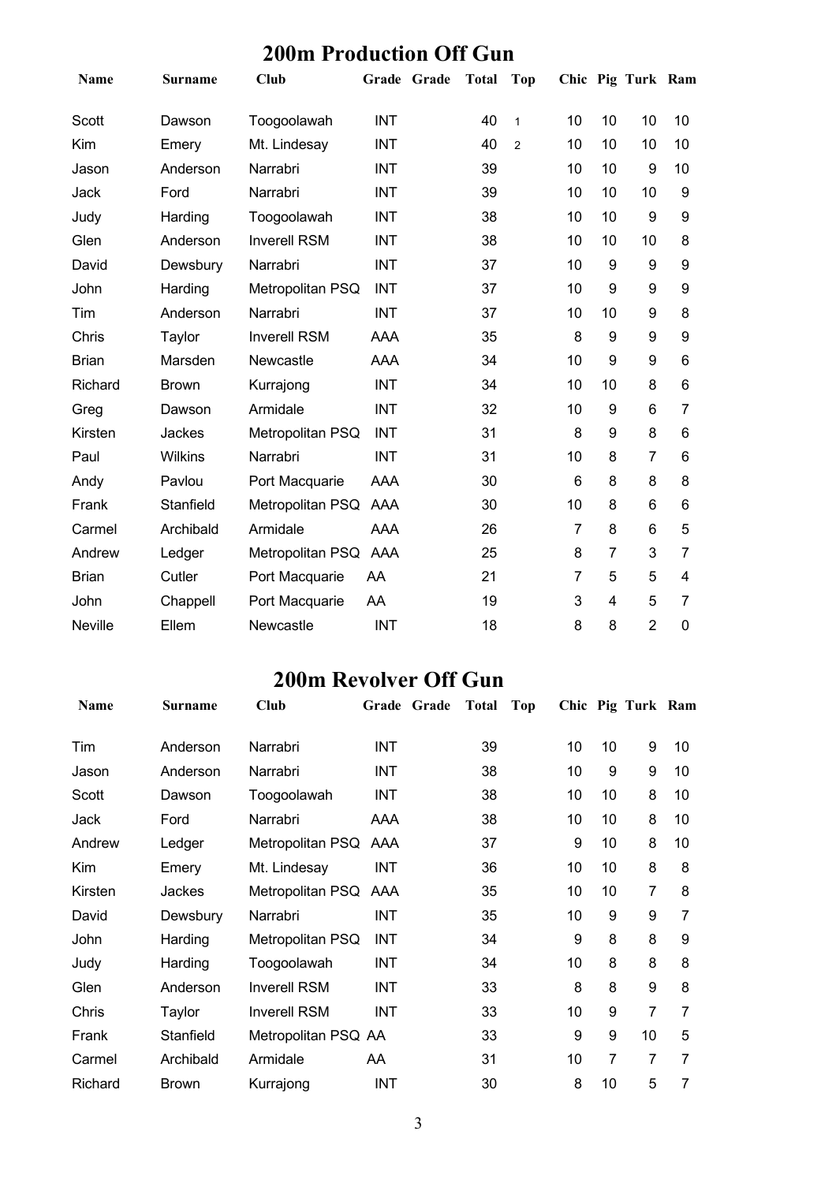## 200m Production Off Gun

| Name | Surname | Club | Grade | Grade | Total | Top | Chic | Pig | Turk | Ram |
|---|---|---|---|---|---|---|---|---|---|---|
| Scott | Dawson | Toogoolawah | INT | | 40 | 1 | 10 | 10 | 10 | 10 |
| Kim | Emery | Mt. Lindesay | INT | | 40 | 2 | 10 | 10 | 10 | 10 |
| Jason | Anderson | Narrabri | INT | | 39 | | 10 | 10 | 9 | 10 |
| Jack | Ford | Narrabri | INT | | 39 | | 10 | 10 | 10 | 9 |
| Judy | Harding | Toogoolawah | INT | | 38 | | 10 | 10 | 9 | 9 |
| Glen | Anderson | Inverell RSM | INT | | 38 | | 10 | 10 | 10 | 8 |
| David | Dewsbury | Narrabri | INT | | 37 | | 10 | 9 | 9 | 9 |
| John | Harding | Metropolitan PSQ | INT | | 37 | | 10 | 9 | 9 | 9 |
| Tim | Anderson | Narrabri | INT | | 37 | | 10 | 10 | 9 | 8 |
| Chris | Taylor | Inverell RSM | AAA | | 35 | | 8 | 9 | 9 | 9 |
| Brian | Marsden | Newcastle | AAA | | 34 | | 10 | 9 | 9 | 6 |
| Richard | Brown | Kurrajong | INT | | 34 | | 10 | 10 | 8 | 6 |
| Greg | Dawson | Armidale | INT | | 32 | | 10 | 9 | 6 | 7 |
| Kirsten | Jackes | Metropolitan PSQ | INT | | 31 | | 8 | 9 | 8 | 6 |
| Paul | Wilkins | Narrabri | INT | | 31 | | 10 | 8 | 7 | 6 |
| Andy | Pavlou | Port Macquarie | AAA | | 30 | | 6 | 8 | 8 | 8 |
| Frank | Stanfield | Metropolitan PSQ | AAA | | 30 | | 10 | 8 | 6 | 6 |
| Carmel | Archibald | Armidale | AAA | | 26 | | 7 | 8 | 6 | 5 |
| Andrew | Ledger | Metropolitan PSQ | AAA | | 25 | | 8 | 7 | 3 | 7 |
| Brian | Cutler | Port Macquarie | AA | | 21 | | 7 | 5 | 5 | 4 |
| John | Chappell | Port Macquarie | AA | | 19 | | 3 | 4 | 5 | 7 |
| Neville | Ellem | Newcastle | INT | | 18 | | 8 | 8 | 2 | 0 |

## 200m Revolver Off Gun

| Name | Surname | Club | Grade | Grade | Total | Top | Chic | Pig | Turk | Ram |
|---|---|---|---|---|---|---|---|---|---|---|
| Tim | Anderson | Narrabri | INT | | 39 | | 10 | 10 | 9 | 10 |
| Jason | Anderson | Narrabri | INT | | 38 | | 10 | 9 | 9 | 10 |
| Scott | Dawson | Toogoolawah | INT | | 38 | | 10 | 10 | 8 | 10 |
| Jack | Ford | Narrabri | AAA | | 38 | | 10 | 10 | 8 | 10 |
| Andrew | Ledger | Metropolitan PSQ | AAA | | 37 | | 9 | 10 | 8 | 10 |
| Kim | Emery | Mt. Lindesay | INT | | 36 | | 10 | 10 | 8 | 8 |
| Kirsten | Jackes | Metropolitan PSQ | AAA | | 35 | | 10 | 10 | 7 | 8 |
| David | Dewsbury | Narrabri | INT | | 35 | | 10 | 9 | 9 | 7 |
| John | Harding | Metropolitan PSQ | INT | | 34 | | 9 | 8 | 8 | 9 |
| Judy | Harding | Toogoolawah | INT | | 34 | | 10 | 8 | 8 | 8 |
| Glen | Anderson | Inverell RSM | INT | | 33 | | 8 | 8 | 9 | 8 |
| Chris | Taylor | Inverell RSM | INT | | 33 | | 10 | 9 | 7 | 7 |
| Frank | Stanfield | Metropolitan PSQ | AA | | 33 | | 9 | 9 | 10 | 5 |
| Carmel | Archibald | Armidale | AA | | 31 | | 10 | 7 | 7 | 7 |
| Richard | Brown | Kurrajong | INT | | 30 | | 8 | 10 | 5 | 7 |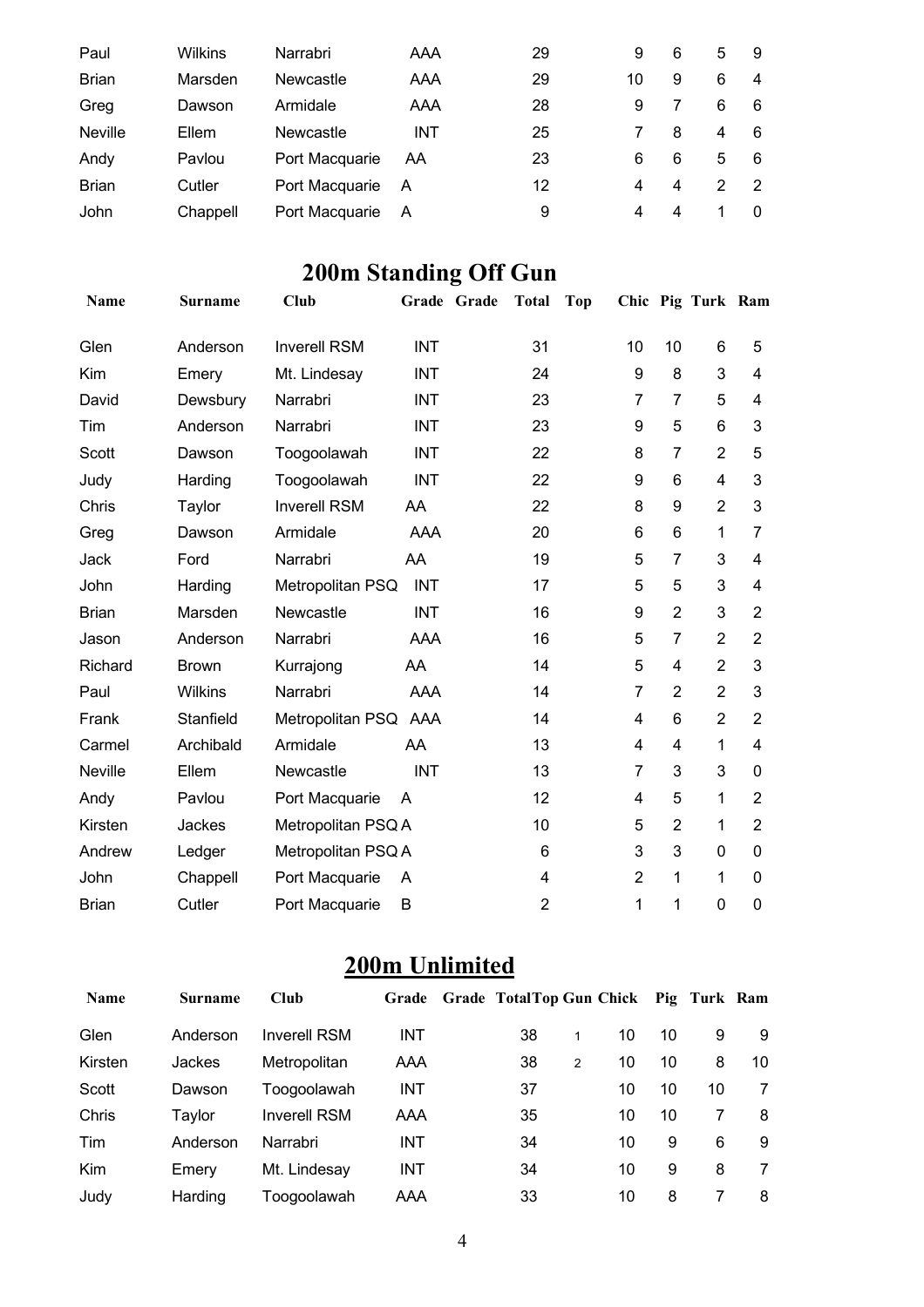| | | | | | | | | |
|---|---|---|---|---|---|---|---|---|
| Paul | Wilkins | Narrabri | AAA | 29 | 9 | 6 | 5 | 9 |
| Brian | Marsden | Newcastle | AAA | 29 | 10 | 9 | 6 | 4 |
| Greg | Dawson | Armidale | AAA | 28 | 9 | 7 | 6 | 6 |
| Neville | Ellem | Newcastle | INT | 25 | 7 | 8 | 4 | 6 |
| Andy | Pavlou | Port Macquarie | AA | 23 | 6 | 6 | 5 | 6 |
| Brian | Cutler | Port Macquarie | A | 12 | 4 | 4 | 2 | 2 |
| John | Chappell | Port Macquarie | A | 9 | 4 | 4 | 1 | 0 |

## 200m Standing Off Gun

| Name | Surname | Club | Grade | Grade | Total | Top | Chic | Pig | Turk | Ram |
|---|---|---|---|---|---|---|---|---|---|---|
| Glen | Anderson | Inverell RSM | INT | | 31 | | 10 | 10 | 6 | 5 |
| Kim | Emery | Mt. Lindesay | INT | | 24 | | 9 | 8 | 3 | 4 |
| David | Dewsbury | Narrabri | INT | | 23 | | 7 | 7 | 5 | 4 |
| Tim | Anderson | Narrabri | INT | | 23 | | 9 | 5 | 6 | 3 |
| Scott | Dawson | Toogoolawah | INT | | 22 | | 8 | 7 | 2 | 5 |
| Judy | Harding | Toogoolawah | INT | | 22 | | 9 | 6 | 4 | 3 |
| Chris | Taylor | Inverell RSM | AA | | 22 | | 8 | 9 | 2 | 3 |
| Greg | Dawson | Armidale | AAA | | 20 | | 6 | 6 | 1 | 7 |
| Jack | Ford | Narrabri | AA | | 19 | | 5 | 7 | 3 | 4 |
| John | Harding | Metropolitan PSQ | INT | | 17 | | 5 | 5 | 3 | 4 |
| Brian | Marsden | Newcastle | INT | | 16 | | 9 | 2 | 3 | 2 |
| Jason | Anderson | Narrabri | AAA | | 16 | | 5 | 7 | 2 | 2 |
| Richard | Brown | Kurrajong | AA | | 14 | | 5 | 4 | 2 | 3 |
| Paul | Wilkins | Narrabri | AAA | | 14 | | 7 | 2 | 2 | 3 |
| Frank | Stanfield | Metropolitan PSQ | AAA | | 14 | | 4 | 6 | 2 | 2 |
| Carmel | Archibald | Armidale | AA | | 13 | | 4 | 4 | 1 | 4 |
| Neville | Ellem | Newcastle | INT | | 13 | | 7 | 3 | 3 | 0 |
| Andy | Pavlou | Port Macquarie | A | | 12 | | 4 | 5 | 1 | 2 |
| Kirsten | Jackes | Metropolitan PSQ | A | | 10 | | 5 | 2 | 1 | 2 |
| Andrew | Ledger | Metropolitan PSQ | A | | 6 | | 3 | 3 | 0 | 0 |
| John | Chappell | Port Macquarie | A | | 4 | | 2 | 1 | 1 | 0 |
| Brian | Cutler | Port Macquarie | B | | 2 | | 1 | 1 | 0 | 0 |

## 200m Unlimited

| Name | Surname | Club | Grade | Grade | Total | Top Gun | Chick | Pig | Turk | Ram |
|---|---|---|---|---|---|---|---|---|---|---|
| Glen | Anderson | Inverell RSM | INT | | 38 | 1 | 10 | 10 | 9 | 9 |
| Kirsten | Jackes | Metropolitan | AAA | | 38 | 2 | 10 | 10 | 8 | 10 |
| Scott | Dawson | Toogoolawah | INT | | 37 | | 10 | 10 | 10 | 7 |
| Chris | Taylor | Inverell RSM | AAA | | 35 | | 10 | 10 | 7 | 8 |
| Tim | Anderson | Narrabri | INT | | 34 | | 10 | 9 | 6 | 9 |
| Kim | Emery | Mt. Lindesay | INT | | 34 | | 10 | 9 | 8 | 7 |
| Judy | Harding | Toogoolawah | AAA | | 33 | | 10 | 8 | 7 | 8 |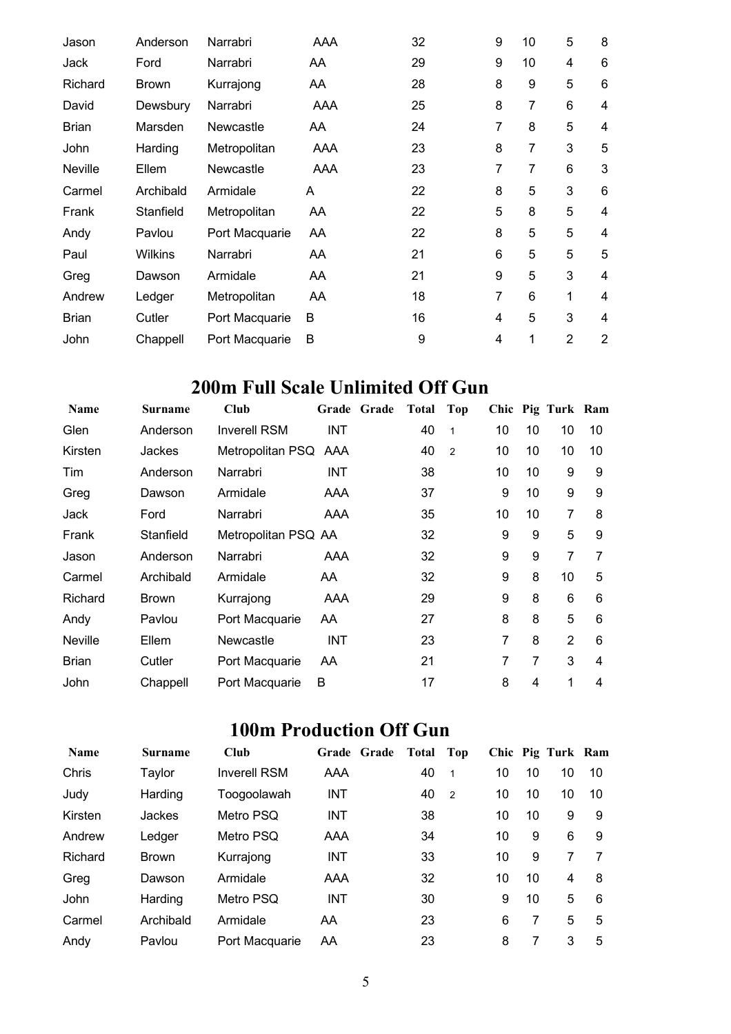| | | | | | | | | | |
|---|---|---|---|---|---|---|---|---|---|
| Jason | Anderson | Narrabri | AAA | 32 | | 9 | 10 | 5 | 8 |
| Jack | Ford | Narrabri | AA | 29 | | 9 | 10 | 4 | 6 |
| Richard | Brown | Kurrajong | AA | 28 | | 8 | 9 | 5 | 6 |
| David | Dewsbury | Narrabri | AAA | 25 | | 8 | 7 | 6 | 4 |
| Brian | Marsden | Newcastle | AA | 24 | | 7 | 8 | 5 | 4 |
| John | Harding | Metropolitan | AAA | 23 | | 8 | 7 | 3 | 5 |
| Neville | Ellem | Newcastle | AAA | 23 | | 7 | 7 | 6 | 3 |
| Carmel | Archibald | Armidale | A | 22 | | 8 | 5 | 3 | 6 |
| Frank | Stanfield | Metropolitan | AA | 22 | | 5 | 8 | 5 | 4 |
| Andy | Pavlou | Port Macquarie | AA | 22 | | 8 | 5 | 5 | 4 |
| Paul | Wilkins | Narrabri | AA | 21 | | 6 | 5 | 5 | 5 |
| Greg | Dawson | Armidale | AA | 21 | | 9 | 5 | 3 | 4 |
| Andrew | Ledger | Metropolitan | AA | 18 | | 7 | 6 | 1 | 4 |
| Brian | Cutler | Port Macquarie | B | 16 | | 4 | 5 | 3 | 4 |
| John | Chappell | Port Macquarie | B | 9 | | 4 | 1 | 2 | 2 |

## 200m Full Scale Unlimited Off Gun

| Name | Surname | Club | Grade | Grade | Total | Top | Chic | Pig | Turk | Ram |
|---|---|---|---|---|---|---|---|---|---|---|
| Glen | Anderson | Inverell RSM | INT | | 40 | 1 | 10 | 10 | 10 | 10 |
| Kirsten | Jackes | Metropolitan PSQ | AAA | | 40 | 2 | 10 | 10 | 10 | 10 |
| Tim | Anderson | Narrabri | INT | | 38 | | 10 | 10 | 9 | 9 |
| Greg | Dawson | Armidale | AAA | | 37 | | 9 | 10 | 9 | 9 |
| Jack | Ford | Narrabri | AAA | | 35 | | 10 | 10 | 7 | 8 |
| Frank | Stanfield | Metropolitan PSQ | AA | | 32 | | 9 | 9 | 5 | 9 |
| Jason | Anderson | Narrabri | AAA | | 32 | | 9 | 9 | 7 | 7 |
| Carmel | Archibald | Armidale | AA | | 32 | | 9 | 8 | 10 | 5 |
| Richard | Brown | Kurrajong | AAA | | 29 | | 9 | 8 | 6 | 6 |
| Andy | Pavlou | Port Macquarie | AA | | 27 | | 8 | 8 | 5 | 6 |
| Neville | Ellem | Newcastle | INT | | 23 | | 7 | 8 | 2 | 6 |
| Brian | Cutler | Port Macquarie | AA | | 21 | | 7 | 7 | 3 | 4 |
| John | Chappell | Port Macquarie | B | | 17 | | 8 | 4 | 1 | 4 |

## 100m Production Off Gun

| Name | Surname | Club | Grade | Grade | Total | Top | Chic | Pig | Turk | Ram |
|---|---|---|---|---|---|---|---|---|---|---|
| Chris | Taylor | Inverell RSM | AAA | | 40 | 1 | 10 | 10 | 10 | 10 |
| Judy | Harding | Toogoolawah | INT | | 40 | 2 | 10 | 10 | 10 | 10 |
| Kirsten | Jackes | Metro PSQ | INT | | 38 | | 10 | 10 | 9 | 9 |
| Andrew | Ledger | Metro PSQ | AAA | | 34 | | 10 | 9 | 6 | 9 |
| Richard | Brown | Kurrajong | INT | | 33 | | 10 | 9 | 7 | 7 |
| Greg | Dawson | Armidale | AAA | | 32 | | 10 | 10 | 4 | 8 |
| John | Harding | Metro PSQ | INT | | 30 | | 9 | 10 | 5 | 6 |
| Carmel | Archibald | Armidale | AA | | 23 | | 6 | 7 | 5 | 5 |
| Andy | Pavlou | Port Macquarie | AA | | 23 | | 8 | 7 | 3 | 5 |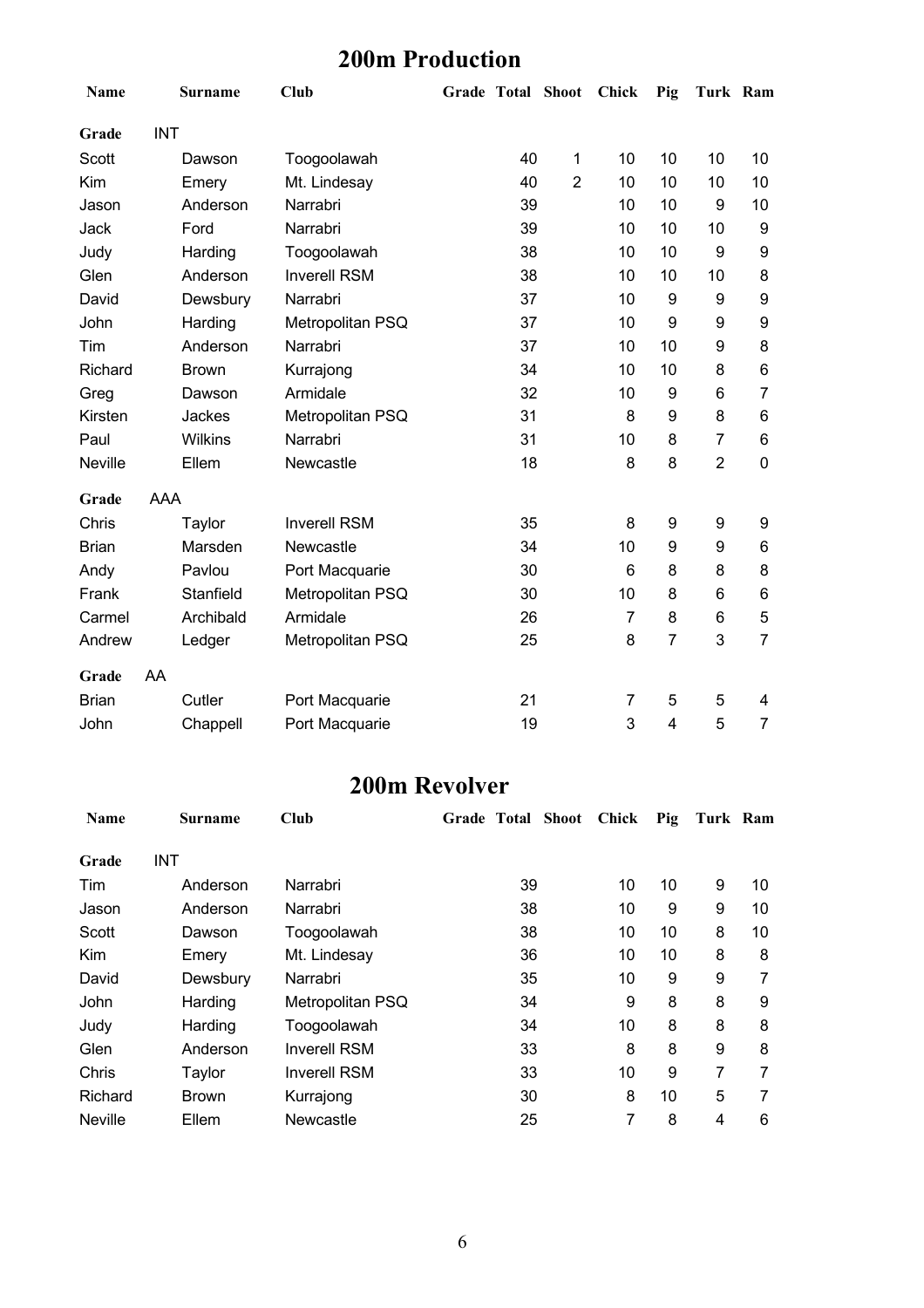## 200m Production

| Name | Surname | Club | Grade | Total | Shoot | Chick | Pig | Turk | Ram |
|---|---|---|---|---|---|---|---|---|---|
| **Grade** | INT | | | | | | | | |
| Scott | Dawson | Toogoolawah | | 40 | 1 | 10 | 10 | 10 | 10 |
| Kim | Emery | Mt. Lindesay | | 40 | 2 | 10 | 10 | 10 | 10 |
| Jason | Anderson | Narrabri | | 39 | | 10 | 10 | 9 | 10 |
| Jack | Ford | Narrabri | | 39 | | 10 | 10 | 10 | 9 |
| Judy | Harding | Toogoolawah | | 38 | | 10 | 10 | 9 | 9 |
| Glen | Anderson | Inverell RSM | | 38 | | 10 | 10 | 10 | 8 |
| David | Dewsbury | Narrabri | | 37 | | 10 | 9 | 9 | 9 |
| John | Harding | Metropolitan PSQ | | 37 | | 10 | 9 | 9 | 9 |
| Tim | Anderson | Narrabri | | 37 | | 10 | 10 | 9 | 8 |
| Richard | Brown | Kurrajong | | 34 | | 10 | 10 | 8 | 6 |
| Greg | Dawson | Armidale | | 32 | | 10 | 9 | 6 | 7 |
| Kirsten | Jackes | Metropolitan PSQ | | 31 | | 8 | 9 | 8 | 6 |
| Paul | Wilkins | Narrabri | | 31 | | 10 | 8 | 7 | 6 |
| Neville | Ellem | Newcastle | | 18 | | 8 | 8 | 2 | 0 |
| **Grade** | AAA | | | | | | | | |
| Chris | Taylor | Inverell RSM | | 35 | | 8 | 9 | 9 | 9 |
| Brian | Marsden | Newcastle | | 34 | | 10 | 9 | 9 | 6 |
| Andy | Pavlou | Port Macquarie | | 30 | | 6 | 8 | 8 | 8 |
| Frank | Stanfield | Metropolitan PSQ | | 30 | | 10 | 8 | 6 | 6 |
| Carmel | Archibald | Armidale | | 26 | | 7 | 8 | 6 | 5 |
| Andrew | Ledger | Metropolitan PSQ | | 25 | | 8 | 7 | 3 | 7 |
| **Grade** | AA | | | | | | | | |
| Brian | Cutler | Port Macquarie | | 21 | | 7 | 5 | 5 | 4 |
| John | Chappell | Port Macquarie | | 19 | | 3 | 4 | 5 | 7 |

## 200m Revolver

| Name | Surname | Club | Grade | Total | Shoot | Chick | Pig | Turk | Ram |
|---|---|---|---|---|---|---|---|---|---|
| **Grade** | INT | | | | | | | | |
| Tim | Anderson | Narrabri | | 39 | | 10 | 10 | 9 | 10 |
| Jason | Anderson | Narrabri | | 38 | | 10 | 9 | 9 | 10 |
| Scott | Dawson | Toogoolawah | | 38 | | 10 | 10 | 8 | 10 |
| Kim | Emery | Mt. Lindesay | | 36 | | 10 | 10 | 8 | 8 |
| David | Dewsbury | Narrabri | | 35 | | 10 | 9 | 9 | 7 |
| John | Harding | Metropolitan PSQ | | 34 | | 9 | 8 | 8 | 9 |
| Judy | Harding | Toogoolawah | | 34 | | 10 | 8 | 8 | 8 |
| Glen | Anderson | Inverell RSM | | 33 | | 8 | 8 | 9 | 8 |
| Chris | Taylor | Inverell RSM | | 33 | | 10 | 9 | 7 | 7 |
| Richard | Brown | Kurrajong | | 30 | | 8 | 10 | 5 | 7 |
| Neville | Ellem | Newcastle | | 25 | | 7 | 8 | 4 | 6 |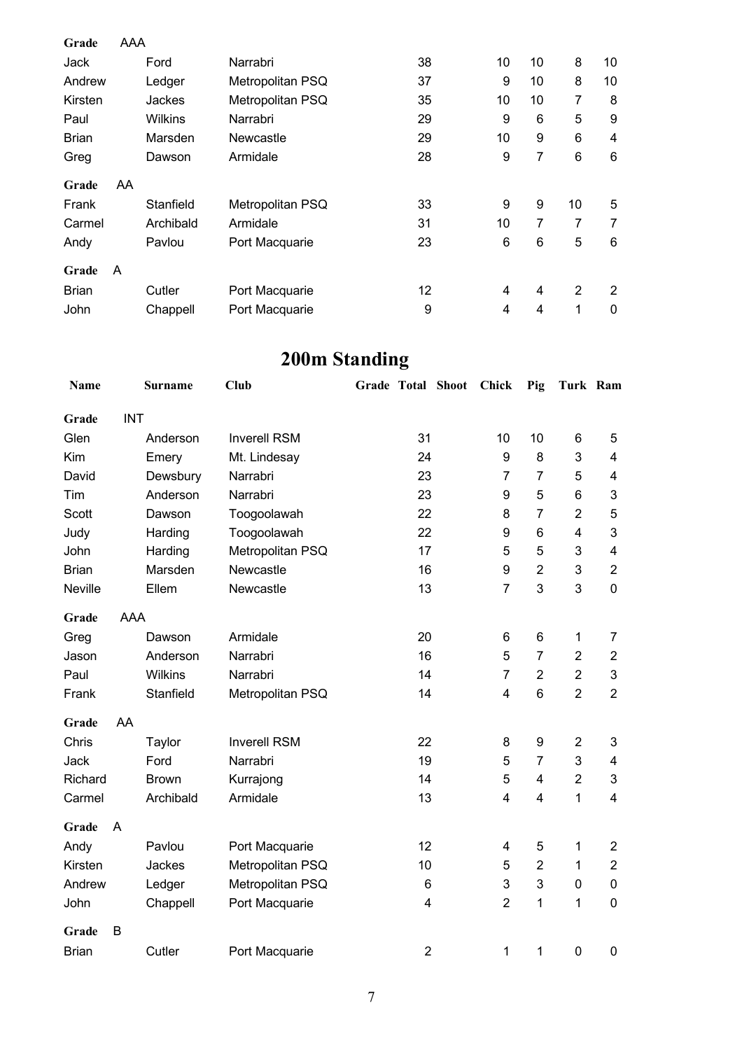| | | | | | | | | | |
|---|---|---|---|---|---|---|---|---|---|
| **Grade** | AAA | | | | | | | | |
| Jack | Ford | Narrabri | | 38 | | 10 | 10 | 8 | 10 |
| Andrew | Ledger | Metropolitan PSQ | | 37 | | 9 | 10 | 8 | 10 |
| Kirsten | Jackes | Metropolitan PSQ | | 35 | | 10 | 10 | 7 | 8 |
| Paul | Wilkins | Narrabri | | 29 | | 9 | 6 | 5 | 9 |
| Brian | Marsden | Newcastle | | 29 | | 10 | 9 | 6 | 4 |
| Greg | Dawson | Armidale | | 28 | | 9 | 7 | 6 | 6 |
| **Grade** | AA | | | | | | | | |
| Frank | Stanfield | Metropolitan PSQ | | 33 | | 9 | 9 | 10 | 5 |
| Carmel | Archibald | Armidale | | 31 | | 10 | 7 | 7 | 7 |
| Andy | Pavlou | Port Macquarie | | 23 | | 6 | 6 | 5 | 6 |
| **Grade** | A | | | | | | | | |
| Brian | Cutler | Port Macquarie | | 12 | | 4 | 4 | 2 | 2 |
| John | Chappell | Port Macquarie | | 9 | | 4 | 4 | 1 | 0 |

# 200m Standing

| Name | Surname | Club | Grade | Total | Shoot | Chick | Pig | Turk | Ram |
|---|---|---|---|---|---|---|---|---|---|
| **Grade** | INT | | | | | | | | |
| Glen | Anderson | Inverell RSM | | 31 | | 10 | 10 | 6 | 5 |
| Kim | Emery | Mt. Lindesay | | 24 | | 9 | 8 | 3 | 4 |
| David | Dewsbury | Narrabri | | 23 | | 7 | 7 | 5 | 4 |
| Tim | Anderson | Narrabri | | 23 | | 9 | 5 | 6 | 3 |
| Scott | Dawson | Toogoolawah | | 22 | | 8 | 7 | 2 | 5 |
| Judy | Harding | Toogoolawah | | 22 | | 9 | 6 | 4 | 3 |
| John | Harding | Metropolitan PSQ | | 17 | | 5 | 5 | 3 | 4 |
| Brian | Marsden | Newcastle | | 16 | | 9 | 2 | 3 | 2 |
| Neville | Ellem | Newcastle | | 13 | | 7 | 3 | 3 | 0 |
| **Grade** | AAA | | | | | | | | |
| Greg | Dawson | Armidale | | 20 | | 6 | 6 | 1 | 7 |
| Jason | Anderson | Narrabri | | 16 | | 5 | 7 | 2 | 2 |
| Paul | Wilkins | Narrabri | | 14 | | 7 | 2 | 2 | 3 |
| Frank | Stanfield | Metropolitan PSQ | | 14 | | 4 | 6 | 2 | 2 |
| **Grade** | AA | | | | | | | | |
| Chris | Taylor | Inverell RSM | | 22 | | 8 | 9 | 2 | 3 |
| Jack | Ford | Narrabri | | 19 | | 5 | 7 | 3 | 4 |
| Richard | Brown | Kurrajong | | 14 | | 5 | 4 | 2 | 3 |
| Carmel | Archibald | Armidale | | 13 | | 4 | 4 | 1 | 4 |
| **Grade** | A | | | | | | | | |
| Andy | Pavlou | Port Macquarie | | 12 | | 4 | 5 | 1 | 2 |
| Kirsten | Jackes | Metropolitan PSQ | | 10 | | 5 | 2 | 1 | 2 |
| Andrew | Ledger | Metropolitan PSQ | | 6 | | 3 | 3 | 0 | 0 |
| John | Chappell | Port Macquarie | | 4 | | 2 | 1 | 1 | 0 |
| **Grade** | B | | | | | | | | |
| Brian | Cutler | Port Macquarie | | 2 | | 1 | 1 | 0 | 0 |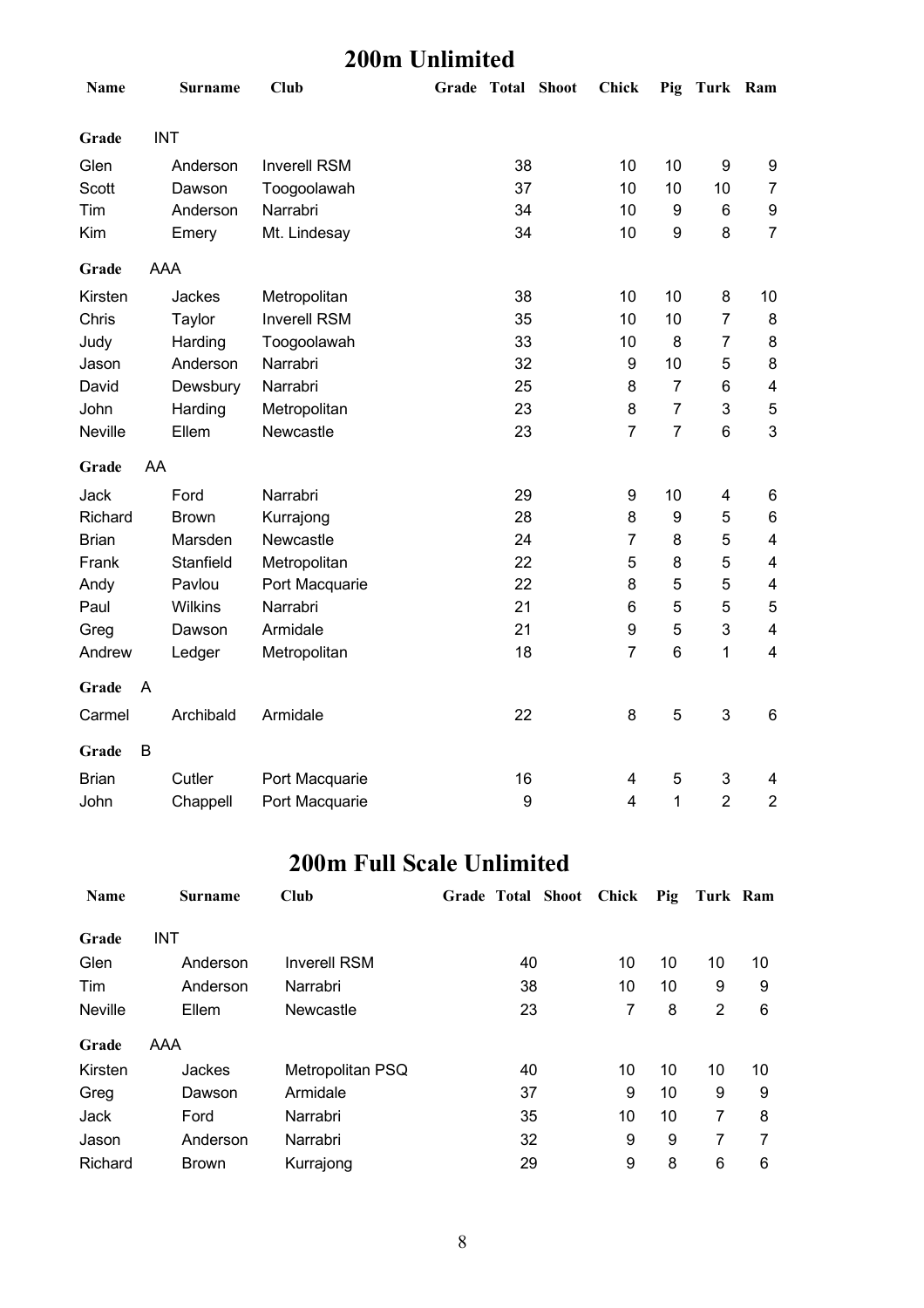# 200m Unlimited

| Name | Surname | Club | Grade | Total | Shoot | Chick | Pig | Turk | Ram |
|---|---|---|---|---|---|---|---|---|---|
| **Grade** | INT | | | | | | | | |
| Glen | Anderson | Inverell RSM | | 38 | | 10 | 10 | 9 | 9 |
| Scott | Dawson | Toogoolawah | | 37 | | 10 | 10 | 10 | 7 |
| Tim | Anderson | Narrabri | | 34 | | 10 | 9 | 6 | 9 |
| Kim | Emery | Mt. Lindesay | | 34 | | 10 | 9 | 8 | 7 |
| **Grade** | AAA | | | | | | | | |
| Kirsten | Jackes | Metropolitan | | 38 | | 10 | 10 | 8 | 10 |
| Chris | Taylor | Inverell RSM | | 35 | | 10 | 10 | 7 | 8 |
| Judy | Harding | Toogoolawah | | 33 | | 10 | 8 | 7 | 8 |
| Jason | Anderson | Narrabri | | 32 | | 9 | 10 | 5 | 8 |
| David | Dewsbury | Narrabri | | 25 | | 8 | 7 | 6 | 4 |
| John | Harding | Metropolitan | | 23 | | 8 | 7 | 3 | 5 |
| Neville | Ellem | Newcastle | | 23 | | 7 | 7 | 6 | 3 |
| **Grade** | AA | | | | | | | | |
| Jack | Ford | Narrabri | | 29 | | 9 | 10 | 4 | 6 |
| Richard | Brown | Kurrajong | | 28 | | 8 | 9 | 5 | 6 |
| Brian | Marsden | Newcastle | | 24 | | 7 | 8 | 5 | 4 |
| Frank | Stanfield | Metropolitan | | 22 | | 5 | 8 | 5 | 4 |
| Andy | Pavlou | Port Macquarie | | 22 | | 8 | 5 | 5 | 4 |
| Paul | Wilkins | Narrabri | | 21 | | 6 | 5 | 5 | 5 |
| Greg | Dawson | Armidale | | 21 | | 9 | 5 | 3 | 4 |
| Andrew | Ledger | Metropolitan | | 18 | | 7 | 6 | 1 | 4 |
| **Grade** | A | | | | | | | | |
| Carmel | Archibald | Armidale | | 22 | | 8 | 5 | 3 | 6 |
| **Grade** | B | | | | | | | | |
| Brian | Cutler | Port Macquarie | | 16 | | 4 | 5 | 3 | 4 |
| John | Chappell | Port Macquarie | | 9 | | 4 | 1 | 2 | 2 |

# 200m Full Scale Unlimited

| Name | Surname | Club | Grade | Total | Shoot | Chick | Pig | Turk | Ram |
|---|---|---|---|---|---|---|---|---|---|
| **Grade** | INT | | | | | | | | |
| Glen | Anderson | Inverell RSM | | 40 | | 10 | 10 | 10 | 10 |
| Tim | Anderson | Narrabri | | 38 | | 10 | 10 | 9 | 9 |
| Neville | Ellem | Newcastle | | 23 | | 7 | 8 | 2 | 6 |
| **Grade** | AAA | | | | | | | | |
| Kirsten | Jackes | Metropolitan PSQ | | 40 | | 10 | 10 | 10 | 10 |
| Greg | Dawson | Armidale | | 37 | | 9 | 10 | 9 | 9 |
| Jack | Ford | Narrabri | | 35 | | 10 | 10 | 7 | 8 |
| Jason | Anderson | Narrabri | | 32 | | 9 | 9 | 7 | 7 |
| Richard | Brown | Kurrajong | | 29 | | 9 | 8 | 6 | 6 |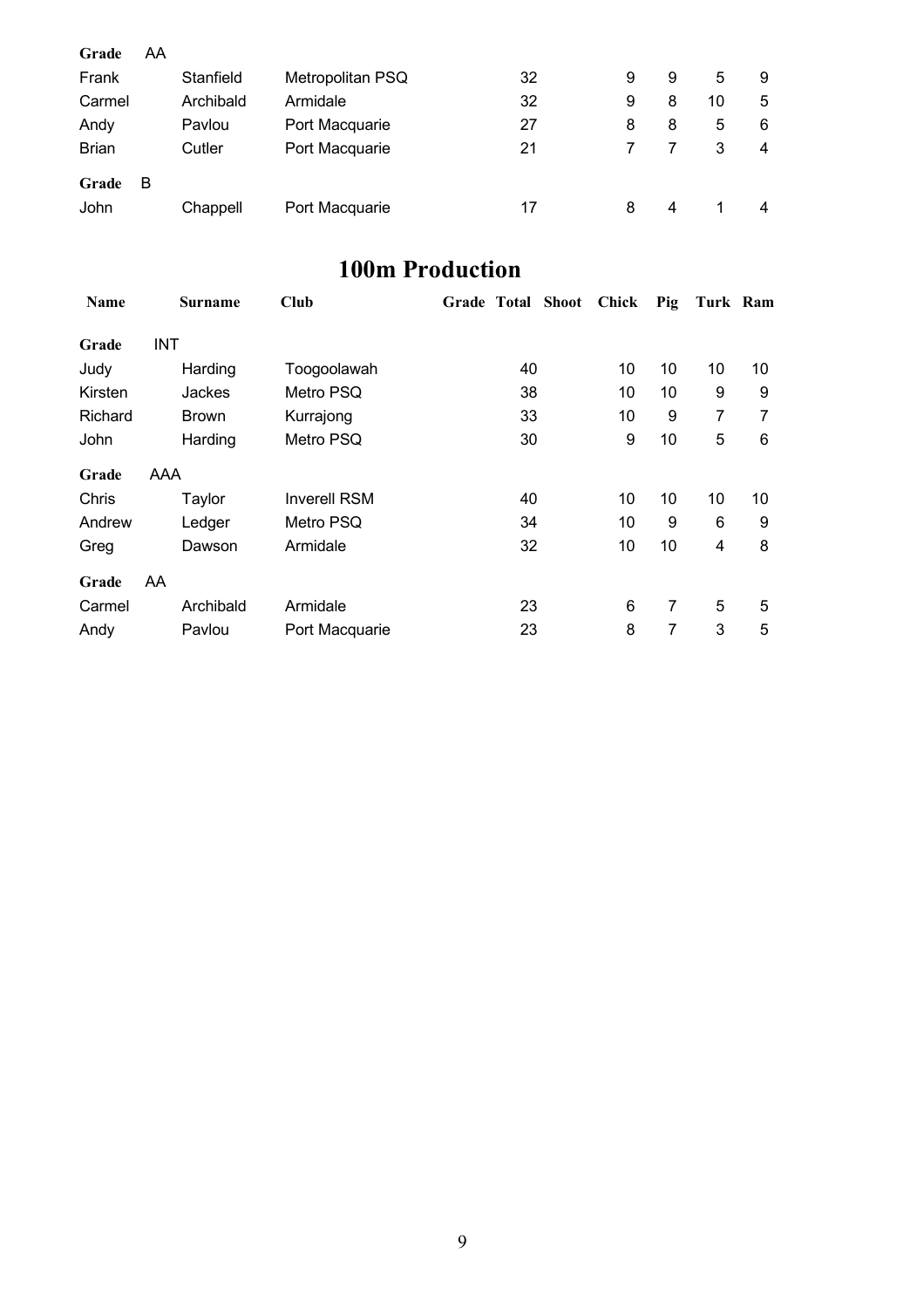| | | | | | | | | | | |
|---|---|---|---|---|---|---|---|---|---|---|
| **Grade** | AA | | | | | | | | | |
| Frank | Stanfield | Metropolitan PSQ | | 32 | | 9 | 9 | 5 | 9 | |
| Carmel | Archibald | Armidale | | 32 | | 9 | 8 | 10 | 5 | |
| Andy | Pavlou | Port Macquarie | | 27 | | 8 | 8 | 5 | 6 | |
| Brian | Cutler | Port Macquarie | | 21 | | 7 | 7 | 3 | 4 | |
| **Grade** | B | | | | | | | | | |
| John | Chappell | Port Macquarie | | 17 | | 8 | 4 | 1 | 4 | |

## 100m Production

| Name | Surname | Club | Grade | Total | Shoot | Chick | Pig | Turk | Ram |
|---|---|---|---|---|---|---|---|---|---|
| **Grade** | INT | | | | | | | | |
| Judy | Harding | Toogoolawah | | 40 | | 10 | 10 | 10 | 10 |
| Kirsten | Jackes | Metro PSQ | | 38 | | 10 | 10 | 9 | 9 |
| Richard | Brown | Kurrajong | | 33 | | 10 | 9 | 7 | 7 |
| John | Harding | Metro PSQ | | 30 | | 9 | 10 | 5 | 6 |
| **Grade** | AAA | | | | | | | | |
| Chris | Taylor | Inverell RSM | | 40 | | 10 | 10 | 10 | 10 |
| Andrew | Ledger | Metro PSQ | | 34 | | 10 | 9 | 6 | 9 |
| Greg | Dawson | Armidale | | 32 | | 10 | 10 | 4 | 8 |
| **Grade** | AA | | | | | | | | |
| Carmel | Archibald | Armidale | | 23 | | 6 | 7 | 5 | 5 |
| Andy | Pavlou | Port Macquarie | | 23 | | 8 | 7 | 3 | 5 |